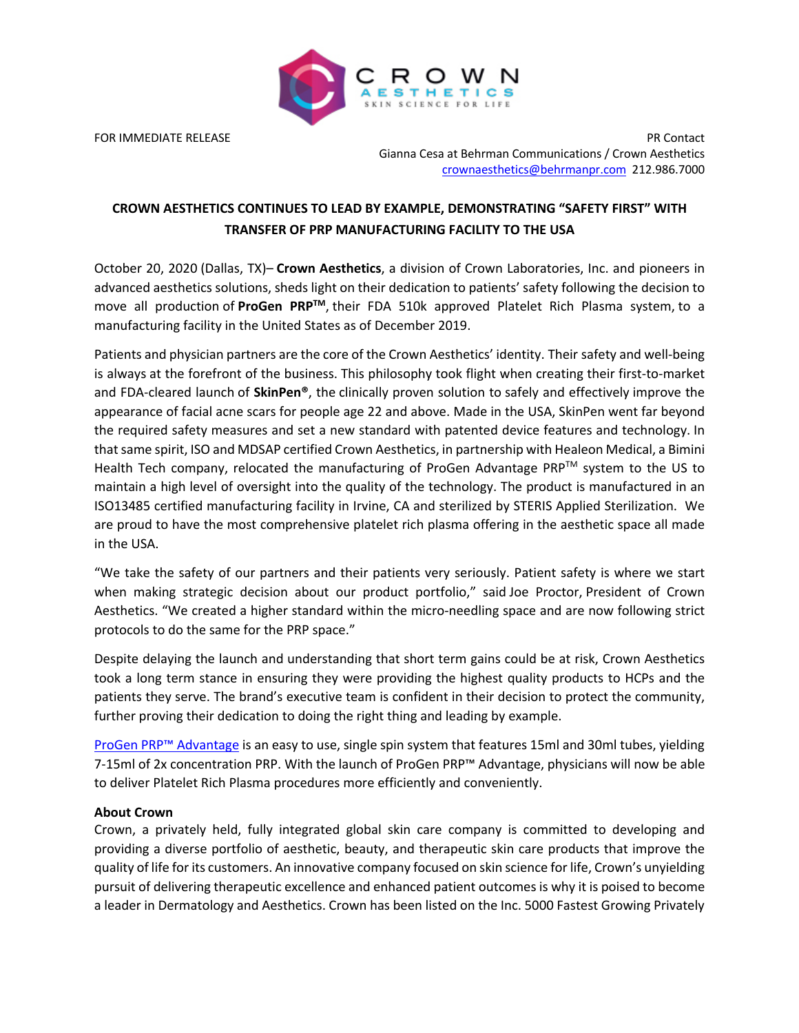FOR IMMEDIATE RELEASE

PR Contact
Gianna Cesa at Behrman Communications / Crown Aesthetics
crownaesthetics@behrmanpr.com 212.986.7000

**CROWN AESTHETICS CONTINUES TO LEAD BY EXAMPLE, DEMONSTRATING "SAFETY FIRST" WITH TRANSFER OF PRP MANUFACTURING FACILITY TO THE USA**

October 20, 2020 (Dallas, TX)– **Crown Aesthetics**, a division of Crown Laboratories, Inc. and pioneers in advanced aesthetics solutions, sheds light on their dedication to patients' safety following the decision to move all production of **ProGen PRP™**, their FDA 510k approved Platelet Rich Plasma system, to a manufacturing facility in the United States as of December 2019.

Patients and physician partners are the core of the Crown Aesthetics' identity. Their safety and well-being is always at the forefront of the business. This philosophy took flight when creating their first-to-market and FDA-cleared launch of **SkinPen®**, the clinically proven solution to safely and effectively improve the appearance of facial acne scars for people age 22 and above. Made in the USA, SkinPen went far beyond the required safety measures and set a new standard with patented device features and technology. In that same spirit, ISO and MDSAP certified Crown Aesthetics, in partnership with Healeon Medical, a Bimini Health Tech company, relocated the manufacturing of ProGen Advantage PRP™ system to the US to maintain a high level of oversight into the quality of the technology. The product is manufactured in an ISO13485 certified manufacturing facility in Irvine, CA and sterilized by STERIS Applied Sterilization. We are proud to have the most comprehensive platelet rich plasma offering in the aesthetic space all made in the USA.

"We take the safety of our partners and their patients very seriously. Patient safety is where we start when making strategic decision about our product portfolio," said Joe Proctor, President of Crown Aesthetics. "We created a higher standard within the micro-needling space and are now following strict protocols to do the same for the PRP space."

Despite delaying the launch and understanding that short term gains could be at risk, Crown Aesthetics took a long term stance in ensuring they were providing the highest quality products to HCPs and the patients they serve. The brand's executive team is confident in their decision to protect the community, further proving their dedication to doing the right thing and leading by example.

ProGen PRP™ Advantage is an easy to use, single spin system that features 15ml and 30ml tubes, yielding 7-15ml of 2x concentration PRP. With the launch of ProGen PRP™ Advantage, physicians will now be able to deliver Platelet Rich Plasma procedures more efficiently and conveniently.

**About Crown**

Crown, a privately held, fully integrated global skin care company is committed to developing and providing a diverse portfolio of aesthetic, beauty, and therapeutic skin care products that improve the quality of life for its customers. An innovative company focused on skin science for life, Crown's unyielding pursuit of delivering therapeutic excellence and enhanced patient outcomes is why it is poised to become a leader in Dermatology and Aesthetics. Crown has been listed on the Inc. 5000 Fastest Growing Privately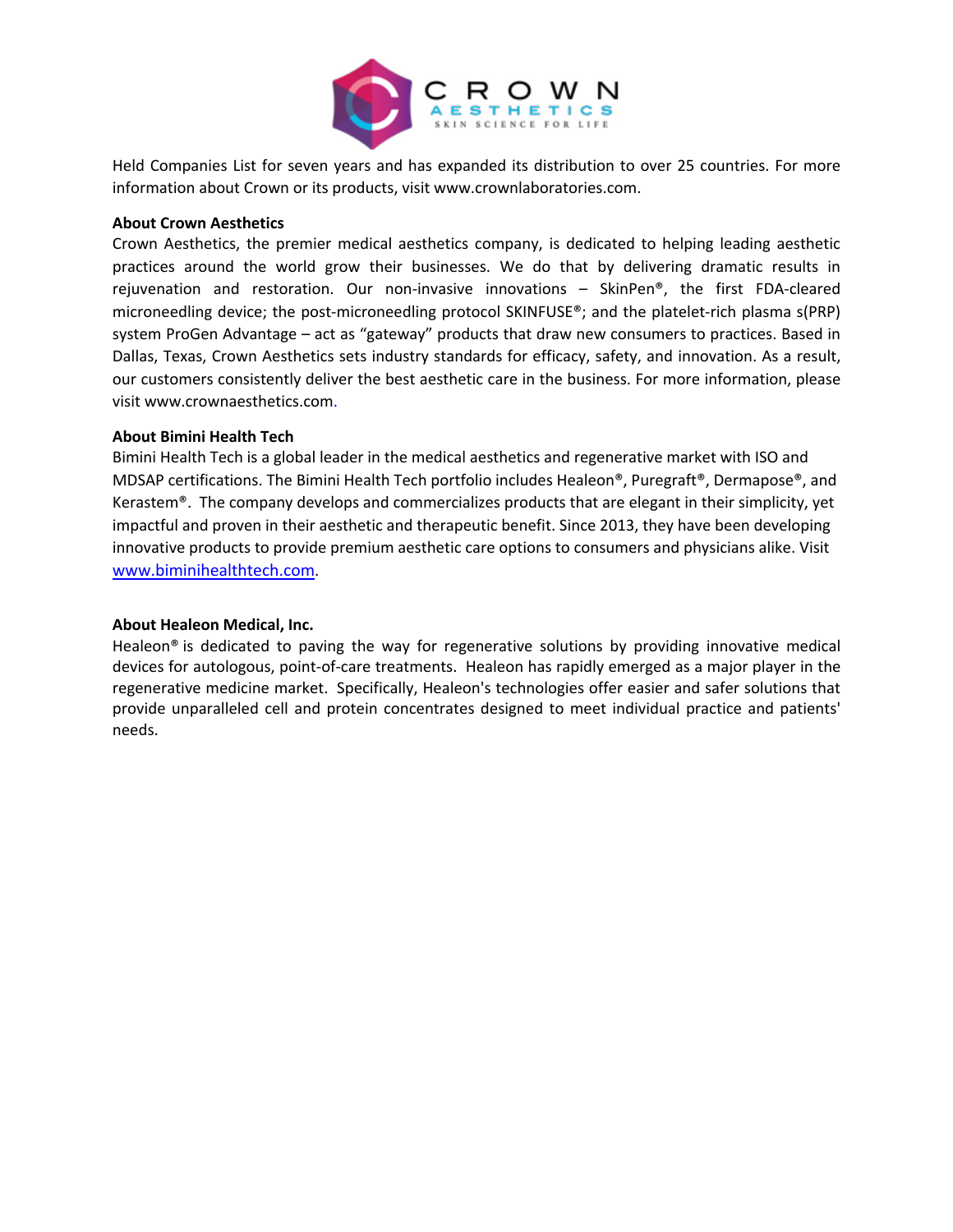Held Companies List for seven years and has expanded its distribution to over 25 countries. For more information about Crown or its products, visit www.crownlaboratories.com.

**About Crown Aesthetics**

Crown Aesthetics, the premier medical aesthetics company, is dedicated to helping leading aesthetic practices around the world grow their businesses. We do that by delivering dramatic results in rejuvenation and restoration. Our non-invasive innovations – SkinPen®, the first FDA-cleared microneedling device; the post-microneedling protocol SKINFUSE®; and the platelet-rich plasma s(PRP) system ProGen Advantage – act as "gateway" products that draw new consumers to practices. Based in Dallas, Texas, Crown Aesthetics sets industry standards for efficacy, safety, and innovation. As a result, our customers consistently deliver the best aesthetic care in the business. For more information, please visit www.crownaesthetics.com.

**About Bimini Health Tech**

Bimini Health Tech is a global leader in the medical aesthetics and regenerative market with ISO and MDSAP certifications. The Bimini Health Tech portfolio includes Healeon®, Puregraft®, Dermapose®, and Kerastem®. The company develops and commercializes products that are elegant in their simplicity, yet impactful and proven in their aesthetic and therapeutic benefit. Since 2013, they have been developing innovative products to provide premium aesthetic care options to consumers and physicians alike. Visit www.biminihealthtech.com.

**About Healeon Medical, Inc.**

Healeon® is dedicated to paving the way for regenerative solutions by providing innovative medical devices for autologous, point-of-care treatments. Healeon has rapidly emerged as a major player in the regenerative medicine market. Specifically, Healeon's technologies offer easier and safer solutions that provide unparalleled cell and protein concentrates designed to meet individual practice and patients' needs.